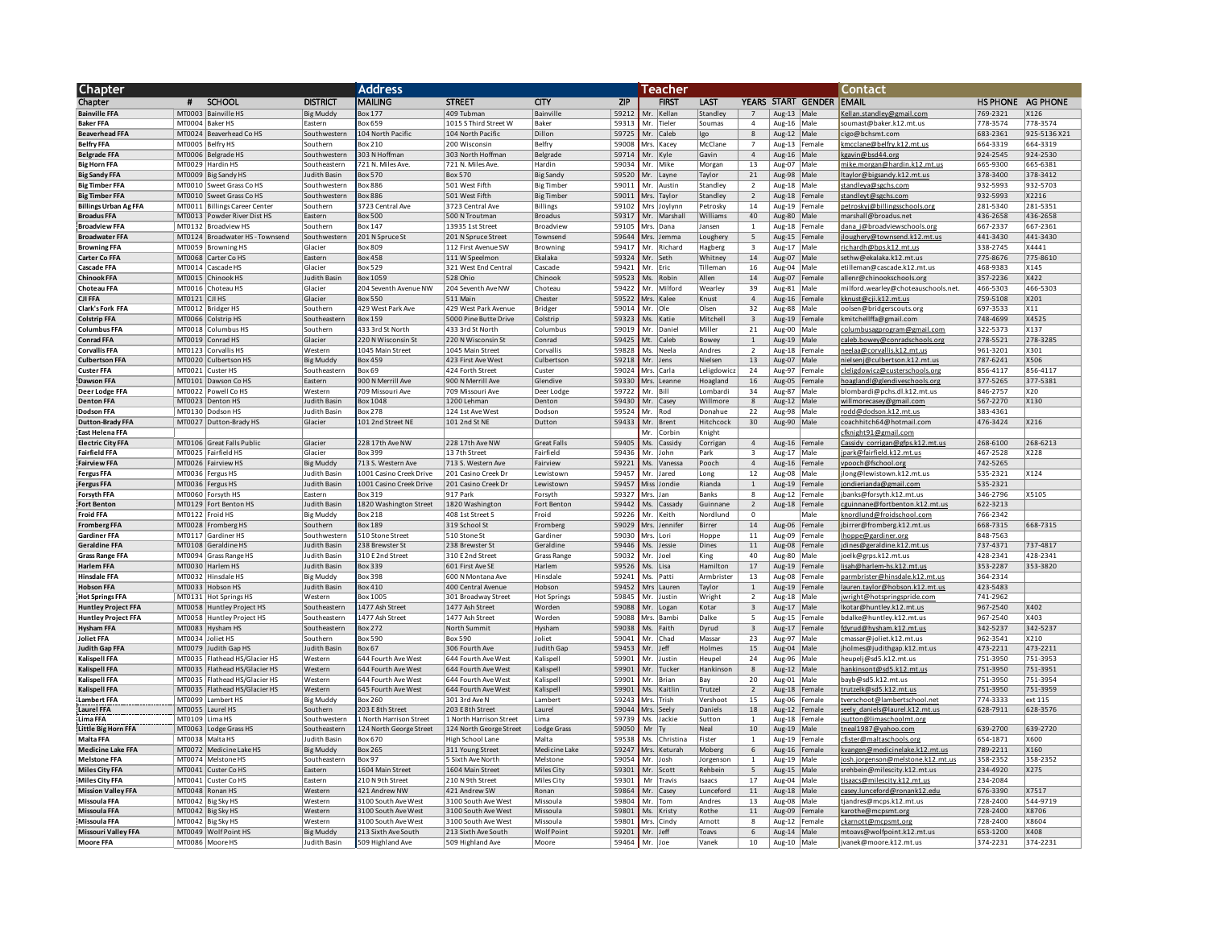| Chapter | | | | Address | | | | Teacher | | | | | | Contact | | |
|---|---|---|---|---|---|---|---|---|---|---|---|---|---|---|---|---|
| Chapter | # | SCHOOL | DISTRICT | MAILING | STREET | CITY | ZIP | | FIRST | LAST | YEARS | START | GENDER | EMAIL | HS PHONE | AG PHONE |
| **Bainville FFA** | MT0003 | Bainville HS | Big Muddy | Box 177 | 409 Tubman | Bainville | 59212 | Mr. | Kellan | Standley | 7 | Aug-13 | Male | Kellan.standley@gmail.com | 769-2321 | X126 |
| **Baker FFA** | MT0004 | Baker HS | Eastern | Box 659 | 1015 S Third Street W | Baker | 59313 | Mr. | Tieler | Soumas | 4 | Aug-16 | Male | soumast@baker.k12.mt.us | 778-3574 | 778-3574 |
| **Beaverhead FFA** | MT0024 | Beaverhead Co HS | Southwestern | 104 North Pacific | 104 North Pacific | Dillon | 59725 | Mr. | Caleb | Igo | 8 | Aug-12 | Male | cigo@bchsmt.com | 683-2361 | 925-5136 X21 |
| **Belfry FFA** | MT0005 | Belfry HS | Southern | Box 210 | 200 Wisconsin | Belfry | 59008 | Mrs. | Kacey | McClane | 7 | Aug-13 | Female | kmcclane@belfry.k12.mt.us | 664-3319 | 664-3319 |
| **Belgrade FFA** | MT0006 | Belgrade HS | Southwestern | 303 N Hoffman | 303 North Hoffman | Belgrade | 59714 | Mr. | Kyle | Gavin | 4 | Aug-16 | Male | kgavin@bsd44.org | 924-2545 | 924-2530 |
| **Big Horn FFA** | MT0029 | Hardin HS | Southeastern | 721 N. Miles Ave. | 721 N. Miles Ave. | Hardin | 59034 | Mr. | Mike | Morgan | 13 | Aug-07 | Male | mike.morgan@hardin.k12.mt.us | 665-9300 | 665-6381 |
| **Big Sandy FFA** | MT0009 | Big Sandy HS | Judith Basin | Box 570 | Box 570 | Big Sandy | 59520 | Mr. | Layne | Taylor | 21 | Aug-98 | Male | ltaylor@bigsandy.k12.mt.us | 378-3400 | 378-3412 |
| **Big Timber FFA** | MT0010 | Sweet Grass Co HS | Southwestern | Box 886 | 501 West Fifth | Big Timber | 59011 | Mr. | Austin | Standley | 2 | Aug-18 | Male | standleya@sgchs.com | 932-5993 | 932-5703 |
| **Big Timber FFA** | MT0010 | Sweet Grass Co HS | Southwestern | Box 886 | 501 West Fifth | Big Timber | 59011 | Mrs. | Taylor | Standley | 2 | Aug-18 | Female | standleyt@sgchs.com | 932-5993 | X2216 |
| **Billings Urban Ag FFA** | MT0011 | Billings Career Center | Southern | 3723 Central Ave | 3723 Central Ave | Billings | 59102 | Mrs | Joylynn | Petrosky | 14 | Aug-19 | Female | petroskyj@billingsschools.org | 281-5340 | 281-5351 |
| **Broadus FFA** | MT0013 | Powder River Dist HS | Eastern | Box 500 | 500 N Troutman | Broadus | 59317 | Mr. | Marshall | Williams | 40 | Aug-80 | Male | marshall@broadus.net | 436-2658 | 436-2658 |
| **Broadview FFA** | MT0132 | Broadview HS | Southern | Box 147 | 13935 1st Street | Broadview | 59105 | Mrs. | Dana | Jansen | 1 | Aug-18 | Female | dana_j@broadviewschools.org | 667-2337 | 667-2361 |
| **Broadwater FFA** | MT0124 | Broadwater HS - Townsend | Southwestern | 201 N Spruce St | 201 N Spruce Street | Townsend | 59644 | Mrs. | Jemma | Loughery | 5 | Aug-15 | Female | jloughery@townsend.k12.mt.us | 441-3430 | 441-3430 |
| **Browning FFA** | MT0059 | Browning HS | Glacier | Box 809 | 112 First Avenue SW | Browning | 59417 | Mr. | Richard | Hagberg | 3 | Aug-17 | Male | richardh@bps.k12.mt.us | 338-2745 | X4441 |
| **Carter Co FFA** | MT0068 | Carter Co HS | Eastern | Box 458 | 111 W Speelmon | Ekalaka | 59324 | Mr. | Seth | Whitney | 14 | Aug-07 | Male | sethw@ekalaka.k12.mt.us | 775-8676 | 775-8610 |
| **Cascade FFA** | MT0014 | Cascade HS | Glacier | Box 529 | 321 West End Central | Cascade | 59421 | Mr. | Eric | Tilleman | 16 | Aug-04 | Male | etilleman@cascade.k12.mt.us | 468-9383 | X145 |
| **Chinook FFA** | MT0015 | Chinook HS | Judith Basin | Box 1059 | 528 Ohio | Chinook | 59523 | Ms. | Robin | Allen | 14 | Aug-07 | Female | allenr@chinookschools.org | 357-2236 | X422 |
| **Choteau FFA** | MT0016 | Choteau HS | Glacier | 204 Seventh Avenue NW | 204 Seventh Ave NW | Choteau | 59422 | Mr. | Milford | Wearley | 39 | Aug-81 | Male | milford.wearley@choteauschools.net. | 466-5303 | 466-5303 |
| **CJI FFA** | MT0121 | CJI HS | Glacier | Box 550 | 511 Main | Chester | 59522 | Mrs. | Kalee | Knust | 4 | Aug-16 | Female | kknust@cji.k12.mt.us | 759-5108 | X201 |
| **Clark's Fork FFA** | MT0012 | Bridger HS | Southern | 429 West Park Ave | 429 West Park Avenue | Bridger | 59014 | Mr. | Ole | Olsen | 32 | Aug-88 | Male | oolsen@bridgerscouts.org | 697-3533 | X11 |
| **Colstrip FFA** | MT0066 | Colstrip HS | Southeastern | Box 159 | 5000 Pine Butte Drive | Colstrip | 59323 | Ms. | Katie | Mitchell | 3 | Aug-19 | Female | kmitchellffa@gmail.com | 748-4699 | X4525 |
| **Columbus FFA** | MT0018 | Columbus HS | Southern | 433 3rd St North | 433 3rd St North | Columbus | 59019 | Mr. | Daniel | Miller | 21 | Aug-00 | Male | columbusagprogram@gmail.com | 322-5373 | X137 |
| **Conrad FFA** | MT0019 | Conrad HS | Glacier | 220 N Wisconsin St | 220 N Wisconsin St | Conrad | 59425 | Mt. | Caleb | Bowey | 1 | Aug-19 | Male | caleb.bowey@conradschools.org | 278-5521 | 278-3285 |
| **Corvallis FFA** | MT0123 | Corvallis HS | Western | 1045 Main Street | 1045 Main Street | Corvallis | 59828 | Ms. | Neela | Andres | 2 | Aug-18 | Female | neelaa@corvallis.k12.mt.us | 961-3201 | X301 |
| **Culbertson FFA** | MT0020 | Culbertson HS | Big Muddy | Box 459 | 423 First Ave West | Culbertson | 59218 | Mr. | Jens | Nielsen | 13 | Aug-07 | Male | nielsenj@culbertson.k12.mt.us | 787-6241 | X506 |
| **Custer FFA** | MT0021 | Custer HS | Southeastern | Box 69 | 424 Forth Street | Custer | 59024 | Mrs. | Carla | Leligdowicz | 24 | Aug-97 | Female | cleligdowicz@custerschools.org | 856-4117 | 856-4117 |
| **Dawson FFA** | MT0101 | Dawson Co HS | Eastern | 900 N Merrill Ave | 900 N Merrill Ave | Glendive | 59330 | Mrs. | Leanne | Hoagland | 16 | Aug-05 | Female | hoaglandl@glendiveschools.org | 377-5265 | 377-5381 |
| **Deer Lodge FFA** | MT0022 | Powell Co HS | Western | 709 Missouri Ave | 709 Missouri Ave | Deer Lodge | 59722 | Mr. | Bill | Lombardi | 34 | Aug-87 | Male | blombardi@pchs.dl.k12.mt.us | 846-2757 | X20 |
| **Denton FFA** | MT0023 | Denton HS | Judith Basin | Box 1048 | 1200 Lehman | Denton | 59430 | Mr. | Casey | Willmore | 8 | Aug-12 | Male | willmorecasey@gmail.com | 567-2270 | X130 |
| **Dodson FFA** | MT0130 | Dodson HS | Judith Basin | Box 278 | 124 1st Ave West | Dodson | 59524 | Mr. | Rod | Donahue | 22 | Aug-98 | Male | rodd@dodson.k12.mt.us | 383-4361 | |
| **Dutton-Brady FFA** | MT0027 | Dutton-Brady HS | Glacier | 101 2nd Street NE | 101 2nd St NE | Dutton | 59433 | Mr. | Brent | Hitchcock | 30 | Aug-90 | Male | coachhitch64@hotmail.com | 476-3424 | X216 |
| **East Helena FFA** | | | | | | | | Mr. | Corbin | Knight | | | | cfknight91@gmail.com | | |
| **Electric City FFA** | MT0106 | Great Falls Public | Glacier | 228 17th Ave NW | 228 17th Ave NW | Great Falls | 59405 | Ms. | Cassidy | Corrigan | 4 | Aug-16 | Female | Cassidy_corrigan@gfps.k12.mt.us | 268-6100 | 268-6213 |
| **Fairfield FFA** | MT0025 | Fairfield HS | Glacier | Box 399 | 13 7th Street | Fairfield | 59436 | Mr. | John | Park | 3 | Aug-17 | Male | jpark@fairfield.k12.mt.us | 467-2528 | X228 |
| **Fairview FFA** | MT0026 | Fairview HS | Big Muddy | 713 S. Western Ave | 713 S. Western Ave | Fairview | 59221 | Ms. | Vanessa | Pooch | 4 | Aug-16 | Female | vpooch@fschool.org | 742-5265 | |
| **Fergus FFA** | MT0036 | Fergus HS | Judith Basin | 1001 Casino Creek Drive | 201 Casino Creek Dr | Lewistown | 59457 | Mr. | Jared | Long | 12 | Aug-08 | Male | jlong@lewistown.k12.mt.us | 535-2321 | X124 |
| **Fergus FFA** | MT0036 | Fergus HS | Judith Basin | 1001 Casino Creek Drive | 201 Casino Creek Dr | Lewistown | 59457 | Miss | Jondie | Rianda | 1 | Aug-19 | Female | jondierianda@gmail.com | 535-2321 | |
| **Forsyth FFA** | MT0060 | Forsyth HS | Eastern | Box 319 | 917 Park | Forsyth | 59327 | Mrs. | Jan | Banks | 8 | Aug-12 | Female | jbanks@forsyth.k12.mt.us | 346-2796 | X5105 |
| **Fort Benton** | MT0129 | Fort Benton HS | Judith Basin | 1820 Washington Street | 1820 Washington | Fort Benton | 59442 | Ms. | Cassady | Guinnane | 2 | Aug-18 | Female | cguinnane@fortbenton.k12.mt.us | 622-3213 | |
| **Froid FFA** | MT0122 | Froid HS | Big Muddy | Box 218 | 408 1st Street S | Froid | 59226 | Mr. | Keith | Nordlund | 0 | | Male | knordlund@froidschool.com | 766-2342 | |
| **Fromberg FFA** | MT0028 | Fromberg HS | Southern | Box 189 | 319 School St | Fromberg | 59029 | Mrs. | Jennifer | Birrer | 14 | Aug-06 | Female | jbirrer@fromberg.k12.mt.us | 668-7315 | 668-7315 |
| **Gardiner FFA** | MT0117 | Gardiner HS | Southwestern | 510 Stone Street | 510 Stone St | Gardiner | 59030 | Mrs. | Lori | Hoppe | 11 | Aug-09 | Female | lhoppe@gardiner.org | 848-7563 | |
| **Geraldine FFA** | MT0108 | Geraldine HS | Judith Basin | 238 Brewster St | 238 Brewster St | Geraldine | 59446 | Ms. | Jessie | Dines | 11 | Aug-08 | Female | jdines@geraldine.k12.mt.us | 737-4371 | 737-4817 |
| **Grass Range FFA** | MT0094 | Grass Range HS | Judith Basin | 310 E 2nd Street | 310 E 2nd Street | Grass Range | 59032 | Mr. | Joel | King | 40 | Aug-80 | Male | joelk@grps.k12.mt.us | 428-2341 | 428-2341 |
| **Harlem FFA** | MT0030 | Harlem HS | Judith Basin | Box 339 | 601 First Ave SE | Harlem | 59526 | Ms. | Lisa | Hamilton | 17 | Aug-19 | Female | lisah@harlem-hs.k12.mt.us | 353-2287 | 353-3820 |
| **Hinsdale FFA** | MT0032 | Hinsdale HS | Big Muddy | Box 398 | 600 N Montana Ave | Hinsdale | 59241 | Ms. | Patti | Armbrister | 13 | Aug-08 | Female | parmbrister@hinsdale.k12.mt.us | 364-2314 | |
| **Hobson FFA** | MT0033 | Hobson HS | Judith Basin | Box 410 | 400 Central Avenue | Hobson | 59452 | Mrs | Lauren | Taylor | 1 | Aug-19 | Female | lauren.taylor@hobson.k12.mt.us | 423-5483 | |
| **Hot Springs FFA** | MT0131 | Hot Springs HS | Western | Box 1005 | 301 Broadway Street | Hot Springs | 59845 | Mr. | Justin | Wright | 2 | Aug-18 | Male | jwright@hotspringspride.com | 741-2962 | |
| **Huntley Project FFA** | MT0058 | Huntley Project HS | Southeastern | 1477 Ash Street | 1477 Ash Street | Worden | 59088 | Mr. | Logan | Kotar | 3 | Aug-17 | Male | lkotar@huntley.k12.mt.us | 967-2540 | X402 |
| **Huntley Project FFA** | MT0058 | Huntley Project HS | Southeastern | 1477 Ash Street | 1477 Ash Street | Worden | 59088 | Mrs. | Bambi | Dalke | 5 | Aug-15 | Female | bdalke@huntley.k12.mt.us | 967-2540 | X403 |
| **Hysham FFA** | MT0083 | Hysham HS | Southeastern | Box 272 | North Summit | Hysham | 59038 | Ms. | Faith | Dyrud | 3 | Aug-17 | Female | fdyrud@hysham.k12.mt.us | 342-5237 | 342-5237 |
| **Joliet FFA** | MT0034 | Joliet HS | Southern | Box 590 | Box 590 | Joliet | 59041 | Mr. | Chad | Massar | 23 | Aug-97 | Male | cmassar@joliet.k12.mt.us | 962-3541 | X210 |
| **Judith Gap FFA** | MT0079 | Judith Gap HS | Judith Basin | Box 67 | 306 Fourth Ave | Judith Gap | 59453 | Mr. | Jeff | Holmes | 15 | Aug-04 | Male | jholmes@judithgap.k12.mt.us | 473-2211 | 473-2211 |
| **Kalispell FFA** | MT0035 | Flathead HS/Glacier HS | Western | 644 Fourth Ave West | 644 Fourth Ave West | Kalispell | 59901 | Mr. | Justin | Heupel | 24 | Aug-96 | Male | heupelj@sd5.k12.mt.us | 751-3950 | 751-3953 |
| **Kalispell FFA** | MT0035 | Flathead HS/Glacier HS | Western | 644 Fourth Ave West | 644 Fourth Ave West | Kalispell | 59901 | Mr. | Tucker | Hankinson | 8 | Aug-12 | Male | hankinsont@sd5.k12.mt.us | 751-3950 | 751-3951 |
| **Kalispell FFA** | MT0035 | Flathead HS/Glacier HS | Western | 644 Fourth Ave West | 644 Fourth Ave West | Kalispell | 59901 | Mr. | Brian | Bay | 20 | Aug-01 | Male | bayb@sd5.k12.mt.us | 751-3950 | 751-3954 |
| **Kalispell FFA** | MT0035 | Flathead HS/Glacier HS | Western | 645 Fourth Ave West | 644 Fourth Ave West | Kalispell | 59901 | Ms. | Kaitlin | Trutzel | 2 | Aug-18 | Female | trutzelk@sd5.k12.mt.us | 751-3950 | 751-3959 |
| **Lambert FFA** | MT0099 | Lambert HS | Big Muddy | Box 260 | 301 3rd Ave N | Lambert | 59243 | Mrs. | Trish | Vershoot | 15 | Aug-06 | Female | tverschoot@lambertschool.net | 774-3333 | ext 115 |
| **Laurel FFA** | MT0055 | Laurel HS | Southern | 203 E 8th Street | 203 E 8th Street | Laurel | 59044 | Mrs. | Seely | Daniels | 18 | Aug-12 | Female | seely_daniels@laurel.k12.mt.us | 628-7911 | 628-3576 |
| **Lima FFA** | MT0109 | Lima HS | Southwestern | 1 North Harrison Street | 1 North Harrison Street | Lima | 59739 | Ms. | Jackie | Sutton | 1 | Aug-18 | Female | jsutton@limaschoolmt.org | | |
| **Little Big Horn FFA** | MT0063 | Lodge Grass HS | Southeastern | 124 North George Street | 124 North George Street | Lodge Grass | 59050 | Mr | Ty | Neal | 10 | Aug-19 | Male | tneal1987@yahoo.com | 639-2700 | 639-2720 |
| **Malta FFA** | MT0038 | Malta HS | Judith Basin | Box 670 | High School Lane | Malta | 59538 | Ms. | Christina | Fister | 1 | Aug-19 | Female | cfister@maltaschools.org | 654-1871 | X600 |
| **Medicine Lake FFA** | MT0072 | Medicine Lake HS | Big Muddy | Box 265 | 311 Young Street | Medicine Lake | 59247 | Mrs. | Keturah | Moberg | 6 | Aug-16 | Female | kvangen@medicinelake.k12.mt.us | 789-2211 | X160 |
| **Melstone FFA** | MT0074 | Melstone HS | Southeastern | Box 97 | 5 Sixth Ave North | Melstone | 59054 | Mr. | Josh | Jorgenson | 1 | Aug-19 | Male | josh.jorgenson@melstone.k12.mt.us | 358-2352 | 358-2352 |
| **Miles City FFA** | MT0041 | Custer Co HS | Eastern | 1604 Main Street | 1604 Main Street | Miles City | 59301 | Mr. | Scott | Rehbein | 5 | Aug-15 | Male | srehbein@milescity.k12.mt.us | 234-4920 | X275 |
| **Miles City FFA** | MT0041 | Custer Co HS | Eastern | 210 N 9th Street | 210 N 9th Street | Miles City | 59301 | Mr | Travis | Isaacs | 17 | Aug-04 | Male | tisaacs@milescity.k12.mt.us | 234-2084 | |
| **Mission Valley FFA** | MT0048 | Ronan HS | Western | 421 Andrew NW | 421 Andrew SW | Ronan | 59864 | Mr. | Casey | Lunceford | 11 | Aug-18 | Male | casey.lunceford@ronank12.edu | 676-3390 | X7517 |
| **Missoula FFA** | MT0042 | Big Sky HS | Western | 3100 South Ave West | 3100 South Ave West | Missoula | 59804 | Mr. | Tom | Andres | 13 | Aug-08 | Male | tjandres@mcps.k12.mt.us | 728-2400 | 544-9719 |
| **Missoula FFA** | MT0042 | Big Sky HS | Western | 3100 South Ave West | 3100 South Ave West | Missoula | 59801 | Ms. | Kristy | Rothe | 11 | Aug-09 | Female | karothe@mcpsmt.org | 728-2400 | X8706 |
| **Missoula FFA** | MT0042 | Big Sky HS | Western | 3100 South Ave West | 3100 South Ave West | Missoula | 59801 | Mrs. | Cindy | Arnott | 8 | Aug-12 | Female | ckarnott@mcpsmt.org | 728-2400 | X8604 |
| **Missouri Valley FFA** | MT0049 | Wolf Point HS | Big Muddy | 213 Sixth Ave South | 213 Sixth Ave South | Wolf Point | 59201 | Mr. | Jeff | Toavs | 6 | Aug-14 | Male | mtoavs@wolfpoint.k12.mt.us | 653-1200 | X408 |
| **Moore FFA** | MT0086 | Moore HS | Judith Basin | 509 Highland Ave | 509 Highland Ave | Moore | 59464 | Mr. | Joe | Vanek | 10 | Aug-10 | Male | jvanek@moore.k12.mt.us | 374-2231 | 374-2231 |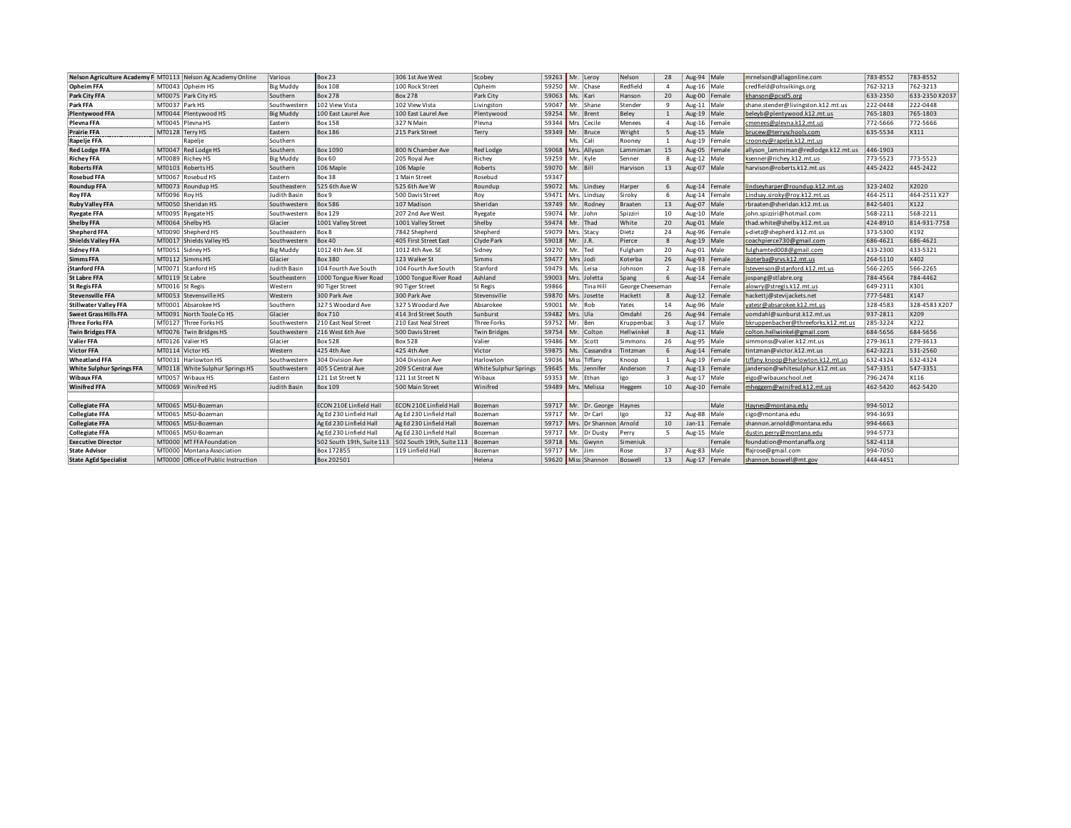| | | | | | | | | | | | | | | | | |
|---|---|---|---|---|---|---|---|---|---|---|---|---|---|---|---|---|
| **Nelson Agriculture Academy F** | MT0113 | Nelson Ag Academy Online | Various | Box 23 | 306 1st Ave West | Scobey | 59263 | Mr. | Leroy | Nelson | 28 | Aug-94 | Male | mrnelson@allagonline.com | 783-8552 | 783-8552 |
| **Opheim FFA** | MT0043 | Opheim HS | Big Muddy | Box 108 | 100 Rock Street | Opheim | 59250 | Mr. | Chase | Redfield | 4 | Aug-16 | Male | credfield@ohsvikings.org | 762-3213 | 762-3213 |
| **Park City FFA** | MT0075 | Park City HS | Southern | Box 278 | Box 278 | Park City | 59063 | Ms. | Kari | Hanson | 20 | Aug-00 | Female | khanson@pcsd5.org | 633-2350 | 633-2350 X2037 |
| **Park FFA** | MT0037 | Park HS | Southwestern | 102 View Vista | 102 View Vista | Livingston | 59047 | Mr. | Shane | Stender | 9 | Aug-11 | Male | shane.stender@livingston.k12.mt.us | 222-0448 | 222-0448 |
| **Plentywood FFA** | MT0044 | Plentywood HS | Big Muddy | 100 East Laurel Ave | 100 East Laurel Ave | Plentywood | 59254 | Mr. | Brent | Beley | 1 | Aug-19 | Male | beleyb@plentywood.k12.mt.us | 765-1803 | 765-1803 |
| **Plevna FFA** | MT0045 | Plevna HS | Eastern | Box 158 | 327 N Main | Plevna | 59344 | Mrs | Cecile | Menees | 4 | Aug-16 | Female | cmenees@plevna.k12.mt.us | 772-5666 | 772-5666 |
| **Prairie FFA** | MT0128 | Terry HS | Eastern | Box 186 | 215 Park Street | Terry | 59349 | Mr. | Bruce | Wright | 5 | Aug-15 | Male | brucew@terryschools.com | 635-5534 | X311 |
| **Rapelje FFA** | | Rapelje | Southern | | | | | Ms. | Cali | Rooney | 1 | Aug-19 | Female | crooney@rapelje.k12.mt.us | | |
| **Red Lodge FFA** | MT0047 | Red Lodge HS | Southern | Box 1090 | 800 N Chamber Ave | Red Lodge | 59068 | Mrs. | Allyson | Lammiman | 15 | Aug-05 | Female | allyson_lammiman@redlodge.k12.mt.us | 446-1903 | |
| **Richey FFA** | MT0089 | Richey HS | Big Muddy | Box 60 | 205 Royal Ave | Richey | 59259 | Mr. | Kyle | Senner | 8 | Aug-12 | Male | ksenner@richey.k12.mt.us | 773-5523 | 773-5523 |
| **Roberts FFA** | MT0103 | Roberts HS | Southern | 106 Maple | 106 Maple | Roberts | 59070 | Mr. | Bill | Harvison | 13 | Aug-07 | Male | harvison@roberts.k12.mt.us | 445-2422 | 445-2422 |
| **Rosebud FFA** | MT0067 | Rosebud HS | Eastern | Box 38 | 1 Main Street | Rosebud | 59347 | | | | | | | | | |
| **Roundup FFA** | MT0073 | Roundup HS | Southeastern | 525 6th Ave W | 525 6th Ave W | Roundup | 59072 | Ms. | Lindsey | Harper | 6 | Aug-14 | Female | lindseyharper@roundup.k12.mt.us | 323-2402 | X2020 |
| **Roy FFA** | MT0096 | Roy HS | Judith Basin | Box 9 | 500 Davis Street | Roy | 59471 | Mrs. | Lindsay | Siroky | 6 | Aug-14 | Female | Lindsay.siroky@roy.k12.mt.us | 464-2511 | 464-2511 X27 |
| **Ruby Valley FFA** | MT0050 | Sheridan HS | Southwestern | Box 586 | 107 Madison | Sheridan | 59749 | Mr. | Rodney | Braaten | 13 | Aug-07 | Male | rbraaten@sheridan.k12.mt.us | 842-5401 | X122 |
| **Ryegate FFA** | MT0095 | Ryegate HS | Southwestern | Box 129 | 207 2nd Ave West | Ryegate | 59074 | Mr. | John | Spizziri | 10 | Aug-10 | Male | john.spizziri@hotmail.com | 568-2211 | 568-2211 |
| **Shelby FFA** | MT0064 | Shelby HS | Glacier | 1001 Valley Street | 1001 Valley Street | Shelby | 59474 | Mr. | Thad | White | 20 | Aug-01 | Male | thad.white@shelby.k12.mt.us | 424-8910 | 814-931-7758 |
| **Shepherd FFA** | MT0090 | Shepherd HS | Southeastern | Box 8 | 7842 Shepherd | Shepherd | 59079 | Mrs. | Stacy | Dietz | 24 | Aug-96 | Female | s-dietz@shepherd.k12.mt.us | 373-5300 | X192 |
| **Shields Valley FFA** | MT0017 | Shields Valley HS | Southwestern | Box 40 | 405 First Street East | Clyde Park | 59018 | Mr. | J.R. | Pierce | 8 | Aug-19 | Male | coachpierce730@gmail.com | 686-4621 | 686-4621 |
| **Sidney FFA** | MT0051 | Sidney HS | Big Muddy | 1012 4th Ave. SE | 1012 4th Ave. SE | Sidney | 59270 | Mr. | Ted | Fulgham | 20 | Aug-01 | Male | fulghamted008@gmail.com | 433-2300 | 433-5321 |
| **Simms FFA** | MT0112 | Simms HS | Glacier | Box 380 | 123 Walker St | Simms | 59477 | Mrs | Jodi | Koterba | 26 | Aug-93 | Female | jkoterba@srvs.k12.mt.us | 264-5110 | X402 |
| **Stanford FFA** | MT0071 | Stanford HS | Judith Basin | 104 Fourth Ave South | 104 Fourth Ave South | Stanford | 59479 | Ms. | Leisa | Johnson | 2 | Aug-18 | Female | lstevenson@stanford.k12.mt.us | 566-2265 | 566-2265 |
| **St Labre FFA** | MT0119 | St Labre | Southeastern | 1000 Tongue River Road | 1000 Tongue River Road | Ashland | 59003 | Mrs. | Joletta | Spang | 6 | Aug-14 | Female | jospang@stlabre.org | 784-4564 | 784-4462 |
| **St Regis FFA** | MT0016 | St Regis | Western | 90 Tiger Street | 90 Tiger Street | St Regis | 59866 | | Tina Hill | George Cheeseman | | | Female | alowry@stregis.k12.mt.us | 649-2311 | X301 |
| **Stevensville FFA** | MT0053 | Stevensville HS | Western | 300 Park Ave | 300 Park Ave | Stevensville | 59870 | Mrs. | Josette | Hackett | 8 | Aug-12 | Female | hackettj@stevijackets.net | 777-5481 | X147 |
| **Stillwater Valley FFA** | MT0001 | Absarokee HS | Southern | 327 S Woodard Ave | 327 S Woodard Ave | Absarokee | 59001 | Mr. | Rob | Yates | 14 | Aug-96 | Male | yatesr@absarokee.k12.mt.us | 328-4583 | 328-4583 X207 |
| **Sweet Grass Hills FFA** | MT0091 | North Toole Co HS | Glacier | Box 710 | 414 3rd Street South | Sunburst | 59482 | Mrs. | Ula | Omdahl | 26 | Aug-94 | Female | uomdahl@sunburst.k12.mt.us | 937-2811 | X209 |
| **Three Forks FFA** | MT0127 | Three Forks HS | Southwestern | 210 East Neal Street | 210 East Neal Street | Three Forks | 59752 | Mr. | Ben | Kruppenbac | 3 | Aug-17 | Male | bkruppenbacher@threeforks.k12.mt.us | 285-3224 | X222 |
| **Twin Bridges FFA** | MT0076 | Twin Bridges HS | Southwestern | 216 West 6th Ave | 500 Davis Street | Twin Bridges | 59754 | Mr. | Colton | Hellwinkel | 8 | Aug-11 | Male | colton.hellwinkel@gmail.com | 684-5656 | 684-5656 |
| **Valier FFA** | MT0126 | Valier HS | Glacier | Box 528 | Box 528 | Valier | 59486 | Mr. | Scott | Simmons | 26 | Aug-95 | Male | simmonss@valier.k12.mt.us | 279-3613 | 279-3613 |
| **Victor FFA** | MT0114 | Victor HS | Western | 425 4th Ave | 425 4th Ave | Victor | 59875 | Ms. | Cassandra | Tintzman | 6 | Aug-14 | Female | tintzman@victor.k12.mt.us | 642-3221 | 531-2560 |
| **Wheatland FFA** | MT0031 | Harlowton HS | Southwestern | 304 Division Ave | 304 Division Ave | Harlowton | 59036 | Miss | Tiffany | Knoop | 1 | Aug-19 | Female | tiffany.knoop@harlowton.k12.mt.us | 632-4324 | 632-4324 |
| **White Sulphur Springs FFA** | MT0118 | White Sulphur Springs HS | Southwestern | 405 S Central Ave | 209 S Central Ave | White Sulphur Springs | 59645 | Ms. | Jennifer | Anderson | 7 | Aug-13 | Female | janderson@whitesulphur.k12.mt.us | 547-3351 | 547-3351 |
| **Wibaux FFA** | MT0057 | Wibaux HS | Eastern | 121 1st Street N | 121 1st Street N | Wibaux | 59353 | Mr. | Ethan | Igo | 3 | Aug-17 | Male | eigo@wibauxschool.net | 796-2474 | X116 |
| **Winifred FFA** | MT0069 | Winifred HS | Judith Basin | Box 109 | 500 Main Street | Winifred | 59489 | Mrs. | Melissa | Heggem | 10 | Aug-10 | Female | mheggem@winifred.k12.mt.us | 462-5420 | 462-5420 |
| | | | | | | | | | | | | | | | | |
| **Collegiate FFA** | MT0065 | MSU-Bozeman | | ECON 210E Linfield Hall | ECON 210E Linfield Hall | Bozeman | 59717 | Mr. | Dr. George | Haynes | | | Male | Haynes@montana.edu | 994-5012 | |
| **Collegiate FFA** | MT0065 | MSU-Bozeman | | Ag Ed 230 Linfield Hall | Ag Ed 230 Linfield Hall | Bozeman | 59717 | Mr. | Dr Carl | Igo | 32 | Aug-88 | Male | cigo@montana.edu | 994-3693 | |
| **Collegiate FFA** | MT0065 | MSU-Bozeman | | Ag Ed 230 Linfield Hall | Ag Ed 230 Linfield Hall | Bozeman | 59717 | Mrs. | Dr Shannon | Arnold | 10 | Jan-11 | Female | shannon.arnold@montana.edu | 994-6663 | |
| **Collegiate FFA** | MT0065 | MSU-Bozeman | | Ag Ed 230 Linfield Hall | Ag Ed 230 Linfield Hall | Bozeman | 59717 | Mr. | Dr Dusty | Perry | 5 | Aug-15 | Male | dustin.perry@montana.edu | 994-5773 | |
| **Executive Director** | MT0000 | MT FFA Foundation | | 502 South 19th, Suite 113 | 502 South 19th, Suite 113 | Bozeman | 59718 | Ms. | Gwynn | Simeniuk | | | Female | foundation@montanaffa.org | 582-4118 | |
| **State Advisor** | MT0000 | Montana Association | | Box 172855 | 119 Linfield Hall | Bozeman | 59717 | Mr. | Jim | Rose | 37 | Aug-83 | Male | ffajrose@gmail.com | 994-7050 | |
| **State AgEd Specialist** | MT0000 | Office of Public Instruction | | Box 202501 | | Helena | 59620 | Miss | Shannon | Boswell | 13 | Aug-17 | Female | shannon.boswell@mt.gov | 444-4451 | |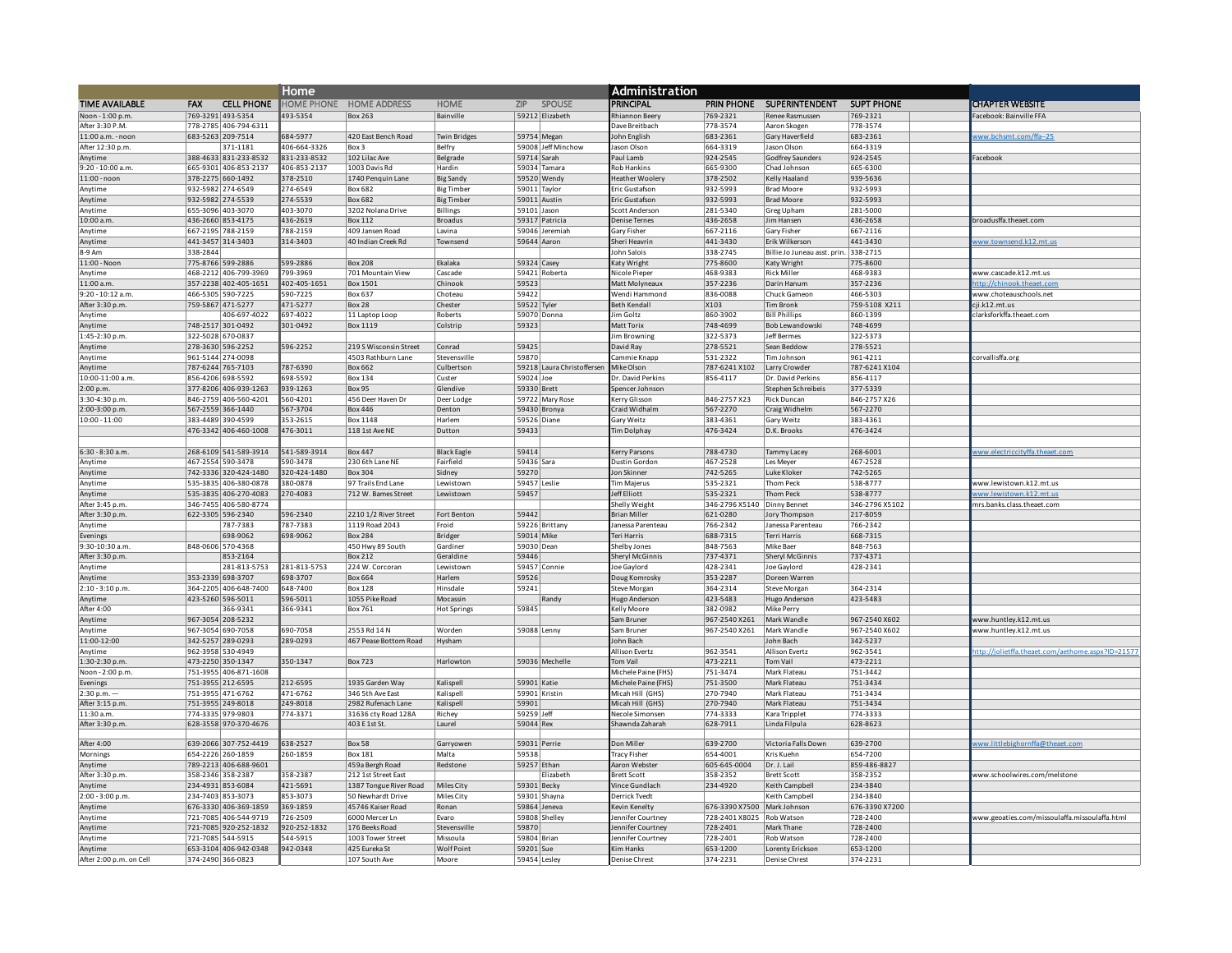| TIME AVAILABLE | FAX | CELL PHONE | Home<br>HOME PHONE | HOME ADDRESS | HOME | ZIP | SPOUSE | Administration<br>PRINCIPAL | PRIN PHONE | SUPERINTENDENT | SUPT PHONE | | CHAPTER WEBSITE |
|---|---|---|---|---|---|---|---|---|---|---|---|---|---|
| Noon - 1:00 p.m. | 769-3291 | 493-5354 | 493-5354 | Box 263 | Bainville | 59212 | Elizabeth | Rhiannon Beery | 769-2321 | Renee Rasmussen | 769-2321 | | Facebook: Bainville FFA |
| After 3:30 P.M. | 778-2785 | 406-794-6311 | | | | | | Dave Breitbach | 778-3574 | Aaron Skogen | 778-3574 | | |
| 11:00 a.m. - noon | 683-5263 | 209-7514 | 684-5977 | 420 East Bench Road | Twin Bridges | 59754 | Megan | John English | 683-2361 | Gary Haverfield | 683-2361 | | www.bchsmt.com/ffa--25 |
| After 12:30 p.m. | | 371-1181 | 406-664-3326 | Box 3 | Belfry | 59008 | Jeff Minchow | Jason Olson | 664-3319 | Jason Olson | 664-3319 | | |
| Anytime | 388-4633 | 831-233-8532 | 831-233-8532 | 102 Lilac Ave | Belgrade | 59714 | Sarah | Paul Lamb | 924-2545 | Godfrey Saunders | 924-2545 | | Facebook |
| 9:20 - 10:00 a.m. | 665-9301 | 406-853-2137 | 406-853-2137 | 1003 Davis Rd | Hardin | 59034 | Tamara | Rob Hankins | 665-9300 | Chad Johnson | 665-6300 | | |
| 11:00 - noon | 378-2275 | 660-1492 | 378-2510 | 1740 Penquin Lane | Big Sandy | 59520 | Wendy | Heather Woolery | 378-2502 | Kelly Haaland | 939-5636 | | |
| Anytime | 932-5982 | 274-6549 | 274-6549 | Box 682 | Big Timber | 59011 | Taylor | Eric Gustafson | 932-5993 | Brad Moore | 932-5993 | | |
| Anytime | 932-5982 | 274-5539 | 274-5539 | Box 682 | Big Timber | 59011 | Austin | Eric Gustafson | 932-5993 | Brad Moore | 932-5993 | | |
| Anytime | 655-3096 | 403-3070 | 403-3070 | 3202 Nolana Drive | Billings | 59101 | Jason | Scott Anderson | 281-5340 | Greg Upham | 281-5000 | | |
| 10:00 a.m. | 436-2660 | 853-4175 | 436-2619 | Box 112 | Broadus | 59317 | Patricia | Denise Ternes | 436-2658 | Jim Hansen | 436-2658 | | broadusffa.theaet.com |
| Anytime | 667-2195 | 788-2159 | 788-2159 | 409 Jansen Road | Lavina | 59046 | Jeremiah | Gary Fisher | 667-2116 | Gary Fisher | 667-2116 | | |
| Anytime | 441-3457 | 314-3403 | 314-3403 | 40 Indian Creek Rd | Townsend | 59644 | Aaron | Sheri Heavrin | 441-3430 | Erik Wilkerson | 441-3430 | | www.townsend.k12.mt.us |
| 8-9 Am | 338-2844 | | | | | | | John Salois | 338-2745 | Billie Jo Juneau asst. prin. | 338-2715 | | |
| 11:00 - Noon | 775-8766 | 599-2886 | 599-2886 | Box 208 | Ekalaka | 59324 | Casey | Katy Wright | 775-8600 | Katy Wright | 775-8600 | | |
| Anytime | 468-2212 | 406-799-3969 | 799-3969 | 701 Mountain View | Cascade | 59421 | Roberta | Nicole Pieper | 468-9383 | Rick Miller | 468-9383 | | www.cascade.k12.mt.us |
| 11:00 a.m. | 357-2238 | 402-405-1651 | 402-405-1651 | Box 1501 | Chinook | 59523 | | Matt Molyneaux | 357-2236 | Darin Hanum | 357-2236 | | http://chinook.theaet.com |
| 9:20 - 10:12 a.m. | 466-5305 | 590-7225 | 590-7225 | Box 637 | Choteau | 59422 | | Wendi Hammond | 836-0088 | Chuck Gameon | 466-5303 | | www.choteauschools.net |
| After 3:30 p.m. | 759-5867 | 471-5277 | 471-5277 | Box 28 | Chester | 59522 | Tyler | Beth Kendall | X103 | Tim Bronk | 759-5108 X211 | | cji.k12.mt.us |
| Anytime | | 406-697-4022 | 697-4022 | 11 Laptop Loop | Roberts | 59070 | Donna | Jim Goltz | 860-3902 | Bill Phillips | 860-1399 | | clarksforkffa.theaet.com |
| Anytime | 748-2517 | 301-0492 | 301-0492 | Box 1119 | Colstrip | 59323 | | Matt Torix | 748-4699 | Bob Lewandowski | 748-4699 | | |
| 1:45-2:30 p.m. | 322-5028 | 670-0837 | | | | | | Jim Browning | 322-5373 | Jeff Bermes | 322-5373 | | |
| Anytime | 278-3630 | 596-2252 | 596-2252 | 219 S Wisconsin Street | Conrad | 59425 | | David Ray | 278-5521 | Sean Beddow | 278-5521 | | |
| Anytime | 961-5144 | 274-0098 | | 4503 Rathburn Lane | Stevensville | 59870 | | Cammie Knapp | 531-2322 | Tim Johnson | 961-4211 | | corvallisffa.org |
| Anytime | 787-6244 | 765-7103 | 787-6390 | Box 662 | Culbertson | 59218 | Laura Christoffersen | Mike Olson | 787-6241 X102 | Larry Crowder | 787-6241 X104 | | |
| 10:00-11:00 a.m. | 856-4206 | 698-5592 | 698-5592 | Box 134 | Custer | 59024 | Joe | Dr. David Perkins | 856-4117 | Dr. David Perkins | 856-4117 | | |
| 2:00 p.m. | 377-8206 | 406-939-1263 | 939-1263 | Box 95 | Glendive | 59330 | Brett | Spencer Johnson | | Stephen Schreibeis | 377-5339 | | |
| 3:30-4:30 p.m. | 846-2759 | 406-560-4201 | 560-4201 | 456 Deer Haven Dr | Deer Lodge | 59722 | Mary Rose | Kerry Glisson | 846-2757 X23 | Rick Duncan | 846-2757 X26 | | |
| 2:00-3:00 p.m. | 567-2559 | 366-1440 | 567-3704 | Box 446 | Denton | 59430 | Bronya | Craid Widhalm | 567-2270 | Craig Widhelm | 567-2270 | | |
| 10:00 - 11:00 | 383-4489 | 390-4599 | 353-2615 | Box 1148 | Harlem | 59526 | Diane | Gary Weitz | 383-4361 | Gary Weitz | 383-4361 | | |
| | 476-3342 | 406-460-1008 | 476-3011 | 118 1st Ave NE | Dutton | 59433 | | Tim Dolphay | 476-3424 | D.K. Brooks | 476-3424 | | |
| | | | | | | | | | | | | | |
| 6:30 - 8:30 a.m. | 268-6109 | 541-589-3914 | 541-589-3914 | Box 447 | Black Eagle | 59414 | | Kerry Parsons | 788-4730 | Tammy Lacey | 268-6001 | | www.electriccityffa.theaet.com |
| Anytime | 467-2554 | 590-3478 | 590-3478 | 230 6th Lane NE | Fairfield | 59436 | Sara | Dustin Gordon | 467-2528 | Les Meyer | 467-2528 | | |
| Anytime | 742-3336 | 320-424-1480 | 320-424-1480 | Box 304 | Sidney | 59270 | | Jon Skinner | 742-5265 | Luke Kloker | 742-5265 | | |
| Anytime | 535-3835 | 406-380-0878 | 380-0878 | 97 Trails End Lane | Lewistown | 59457 | Leslie | Tim Majerus | 535-2321 | Thom Peck | 538-8777 | | www.lewistown.k12.mt.us |
| Anytime | 535-3835 | 406-270-4083 | 270-4083 | 712 W. Bames Street | Lewistown | 59457 | | Jeff Elliott | 535-2321 | Thom Peck | 538-8777 | | www.lewistown.k12.mt.us |
| After 3:45 p.m. | 346-7455 | 406-580-8774 | | | | | | Shelly Weight | 346-2796 X5140 | Dinny Bennet | 346-2796 X5102 | | mrs.banks.class.theaet.com |
| After 3:30 p.m. | 622-3305 | 596-2340 | 596-2340 | 2210 1/2 River Street | Fort Benton | 59442 | | Brian Miller | 621-0280 | Jory Thompson | 217-8059 | | |
| Anytime | | 787-7383 | 787-7383 | 1119 Road 2043 | Froid | 59226 | Brittany | Janessa Parenteau | 766-2342 | Janessa Parenteau | 766-2342 | | |
| Evenings | | 698-9062 | 698-9062 | Box 284 | Bridger | 59014 | Mike | Teri Harris | 688-7315 | Terri Harris | 668-7315 | | |
| 9:30-10:30 a.m. | 848-0606 | 570-4368 | | 450 Hwy 89 South | Gardiner | 59030 | Dean | Shelby Jones | 848-7563 | Mike Baer | 848-7563 | | |
| After 3:30 p.m. | | 853-2164 | | Box 212 | Geraldine | 59446 | | Sheryl McGinnis | 737-4371 | Sheryl McGinnis | 737-4371 | | |
| Anytime | | 281-813-5753 | 281-813-5753 | 224 W. Corcoran | Lewistown | 59457 | Connie | Joe Gaylord | 428-2341 | Joe Gaylord | 428-2341 | | |
| Anytime | 353-2339 | 698-3707 | 698-3707 | Box 664 | Harlem | 59526 | | Doug Komrosky | 353-2287 | Doreen Warren | | | |
| 2:10 - 3:10 p.m. | 364-2205 | 406-648-7400 | 648-7400 | Box 128 | Hinsdale | 59241 | | Steve Morgan | 364-2314 | Steve Morgan | 364-2314 | | |
| Anytime | 423-5260 | 596-5011 | 596-5011 | 1055 Pike Road | Mocassin | | Randy | Hugo Anderson | 423-5483 | Hugo Anderson | 423-5483 | | |
| After 4:00 | | 366-9341 | 366-9341 | Box 761 | Hot Springs | 59845 | | Kelly Moore | 382-0982 | Mike Perry | | | |
| Anytime | 967-3054 | 208-5232 | | | | | | Sam Bruner | 967-2540 X261 | Mark Wandle | 967-2540 X602 | | www.huntley.k12.mt.us |
| Anytime | 967-3054 | 690-7058 | 690-7058 | 2553 Rd 14 N | Worden | 59088 | Lenny | Sam Bruner | 967-2540 X261 | Mark Wandle | 967-2540 X602 | | www.huntley.k12.mt.us |
| 11:00-12:00 | 342-5257 | 289-0293 | 289-0293 | 467 Pease Bottom Road | Hysham | | | John Bach | | John Bach | 342-5237 | | |
| Anytime | 962-3958 | 530-4949 | | | | | | Allison Evertz | 962-3541 | Allison Evertz | 962-3541 | | http://jolietffa.theaet.com/aethome.aspx?ID=21577 |
| 1:30-2:30 p.m. | 473-2250 | 350-1347 | 350-1347 | Box 723 | Harlowton | 59036 | Mechelle | Tom Vail | 473-2211 | Tom Vail | 473-2211 | | |
| Noon - 2:00 p.m. | 751-3955 | 406-871-1608 | | | | | | Michele Paine (FHS) | 751-3474 | Mark Flateau | 751-3442 | | |
| Evenings | 751-3955 | 212-6595 | 212-6595 | 1935 Garden Way | Kalispell | 59901 | Katie | Michele Paine (FHS) | 751-3500 | Mark Flateau | 751-3434 | | |
| 2:30 p.m. --- | 751-3955 | 471-6762 | 471-6762 | 346 5th Ave East | Kalispell | 59901 | Kristin | Micah Hill (GHS) | 270-7940 | Mark Flateau | 751-3434 | | |
| After 3:15 p.m. | 751-3955 | 249-8018 | 249-8018 | 2982 Rufenach Lane | Kalispell | 59901 | | Micah Hill (GHS) | 270-7940 | Mark Flateau | 751-3434 | | |
| 11:30 a.m. | 774-3335 | 979-9803 | 774-3371 | 31636 cty Road 128A | Richey | 59259 | Jeff | Necole Simonsen | 774-3333 | Kara Tripplet | 774-3333 | | |
| After 3:30 p.m. | 628-3558 | 970-370-4676 | | 403 E 1st St. | Laurel | 59044 | Rex | Shawnda Zaharah | 628-7911 | Linda Filpula | 628-8623 | | |
| | | | | | | | | | | | | | |
| After 4:00 | 639-2066 | 307-752-4419 | 638-2527 | Box 58 | Garryowen | 59031 | Perrie | Don Miller | 639-2700 | Victoria Falls Down | 639-2700 | | www.littlebighornffa@theaet.com |
| Mornings | 654-2226 | 260-1859 | 260-1859 | Box 181 | Malta | 59538 | | Tracy Fisher | 654-4001 | Kris Kuehn | 654-7200 | | |
| Anytime | 789-2213 | 406-688-9601 | | 459a Bergh Road | Redstone | 59257 | Ethan | Aaron Webster | 605-645-0004 | Dr. J. Lail | 859-486-8827 | | |
| After 3:30 p.m. | 358-2346 | 358-2387 | 358-2387 | 212 1st Street East | | | Elizabeth | Brett Scott | 358-2352 | Brett Scott | 358-2352 | | www.schoolwires.com/melstone |
| Anytime | 234-4931 | 853-6084 | 421-5691 | 1387 Tongue River Road | Miles City | 59301 | Becky | Vince Gundlach | 234-4920 | Keith Campbell | 234-3840 | | |
| 2:00 - 3:00 p.m. | 234-7403 | 853-3073 | 853-3073 | 50 Newhardt Drive | Miles City | 59301 | Shayna | Derrick Tvedt | | Keith Campbell | 234-3840 | | |
| Anytime | 676-3330 | 406-369-1859 | 369-1859 | 45746 Kaiser Road | Ronan | 59864 | Jeneva | Kevin Kenelty | 676-3390 X7500 | Mark Johnson | 676-3390 X7200 | | |
| Anytime | 721-7085 | 406-544-9719 | 726-2509 | 6000 Mercer Ln | Evaro | 59808 | Shelley | Jennifer Courtney | 728-2401 X8025 | Rob Watson | 728-2400 | | www.geoaties.com/missoulaffa.missoulaffa.html |
| Anytime | 721-7085 | 920-252-1832 | 920-252-1832 | 176 Beeks Road | Stevensville | 59870 | | Jennifer Courtney | 728-2401 | Mark Thane | 728-2400 | | |
| Anytime | 721-7085 | 544-5915 | 544-5915 | 1003 Tower Street | Missoula | 59804 | Brian | Jennifer Courtney | 728-2401 | Rob Watson | 728-2400 | | |
| Anytime | 653-3104 | 406-942-0348 | 942-0348 | 425 Eureka St | Wolf Point | 59201 | Sue | Kim Hanks | 653-1200 | Lorenty Erickson | 653-1200 | | |
| After 2:00 p.m. on Cell | 374-2490 | 366-0823 | | 107 South Ave | Moore | 59454 | Lesley | Denise Chrest | 374-2231 | Denise Chrest | 374-2231 | | |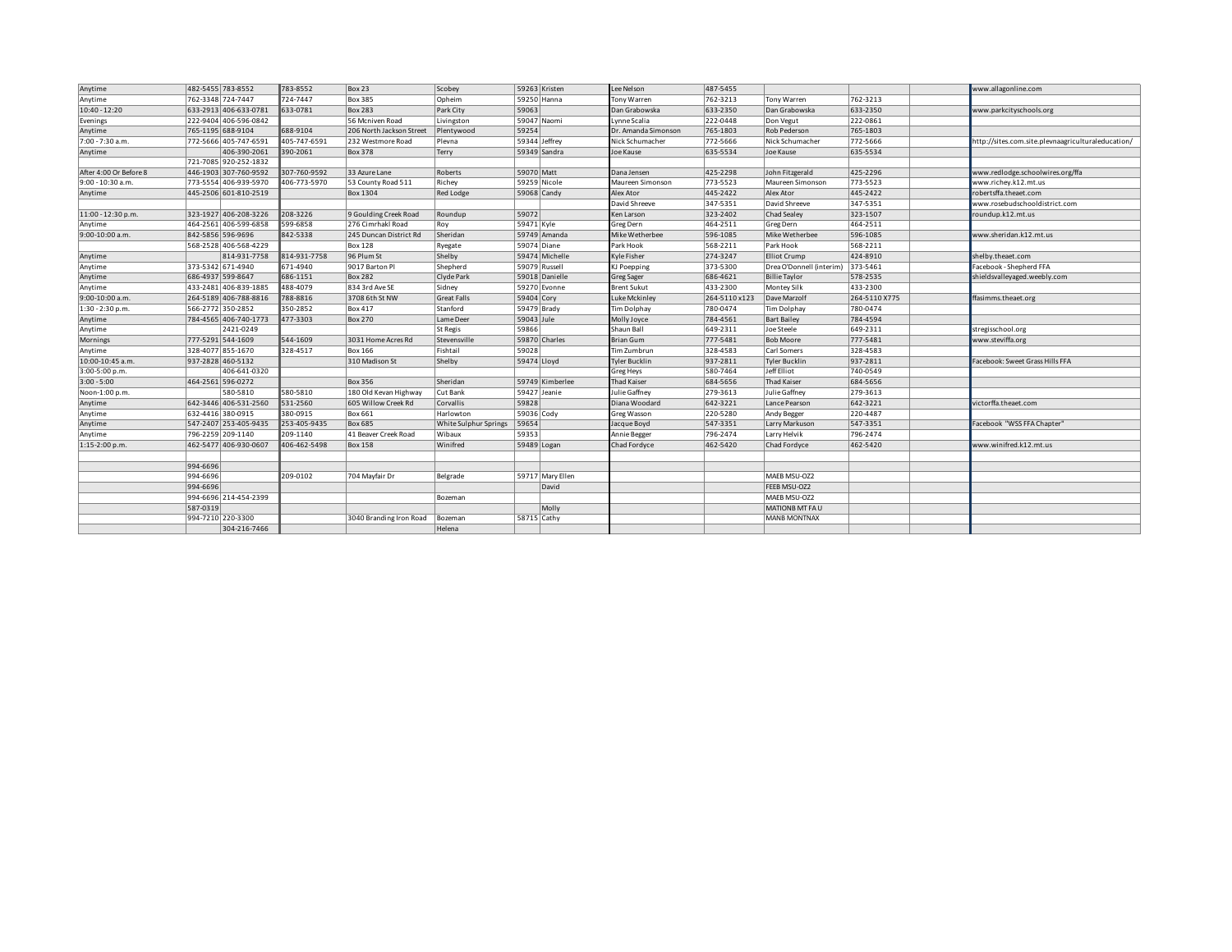| | | | | | | | | | | | | | | |
|---|---|---|---|---|---|---|---|---|---|---|---|---|---|---|
| Anytime | 482-5455 | 783-8552 | 783-8552 | Box 23 | Scobey | 59263 | Kristen | Lee Nelson | 487-5455 | | | | | www.allagonline.com |
| Anytime | 762-3348 | 724-7447 | 724-7447 | Box 385 | Opheim | 59250 | Hanna | Tony Warren | 762-3213 | Tony Warren | 762-3213 | | | |
| 10:40 - 12:20 | 633-2913 | 406-633-0781 | 633-0781 | Box 283 | Park City | 59063 | | Dan Grabowska | 633-2350 | Dan Grabowska | 633-2350 | | | www.parkcityschools.org |
| Evenings | 222-9404 | 406-596-0842 | | 56 Mcniven Road | Livingston | 59047 | Naomi | Lynne Scalia | 222-0448 | Don Vegut | 222-0861 | | | |
| Anytime | 765-1195 | 688-9104 | 688-9104 | 206 North Jackson Street | Plentywood | 59254 | | Dr. Amanda Simonson | 765-1803 | Rob Pederson | 765-1803 | | | |
| 7:00 - 7:30 a.m. | 772-5666 | 405-747-6591 | 405-747-6591 | 232 Westmore Road | Plevna | 59344 | Jeffrey | Nick Schumacher | 772-5666 | Nick Schumacher | 772-5666 | | | http://sites.com.site.plevnaagriculturaleducation/ |
| Anytime | | 406-390-2061 | 390-2061 | Box 378 | Terry | 59349 | Sandra | Joe Kause | 635-5534 | Joe Kause | 635-5534 | | | |
| | 721-7085 | 920-252-1832 | | | | | | | | | | | | |
| After 4:00 Or Before 8 | 446-1903 | 307-760-9592 | 307-760-9592 | 33 Azure Lane | Roberts | 59070 | Matt | Dana Jensen | 425-2298 | John Fitzgerald | 425-2296 | | | www.redlodge.schoolwires.org/ffa |
| 9:00 - 10:30 a.m. | 773-5554 | 406-939-5970 | 406-773-5970 | 53 County Road 511 | Richey | 59259 | Nicole | Maureen Simonson | 773-5523 | Maureen Simonson | 773-5523 | | | www.richey.k12.mt.us |
| Anytime | 445-2506 | 601-810-2519 | | Box 1304 | Red Lodge | 59068 | Candy | Alex Ator | 445-2422 | Alex Ator | 445-2422 | | | robertsffa.theaet.com |
| | | | | | | | | David Shreeve | 347-5351 | David Shreeve | 347-5351 | | | www.rosebudschooldistrict.com |
| 11:00 - 12:30 p.m. | 323-1927 | 406-208-3226 | 208-3226 | 9 Goulding Creek Road | Roundup | 59072 | | Ken Larson | 323-2402 | Chad Sealey | 323-1507 | | | roundup.k12.mt.us |
| Anytime | 464-2561 | 406-599-6858 | 599-6858 | 276 Cimrhakl Road | Roy | 59471 | Kyle | Greg Dern | 464-2511 | Greg Dern | 464-2511 | | | |
| 9:00-10:00 a.m. | 842-5856 | 596-9696 | 842-5338 | 245 Duncan District Rd | Sheridan | 59749 | Amanda | Mike Wetherbee | 596-1085 | Mike Wetherbee | 596-1085 | | | www.sheridan.k12.mt.us |
| | 568-2528 | 406-568-4229 | | Box 128 | Ryegate | 59074 | Diane | Park Hook | 568-2211 | Park Hook | 568-2211 | | | |
| Anytime | | 814-931-7758 | 814-931-7758 | 96 Plum St | Shelby | 59474 | Michelle | Kyle Fisher | 274-3247 | Elliot Crump | 424-8910 | | | shelby.theaet.com |
| Anytime | 373-5342 | 671-4940 | 671-4940 | 9017 Barton Pl | Shepherd | 59079 | Russell | KJ Poepping | 373-5300 | Drea O'Donnell (interim) | 373-5461 | | | Facebook - Shepherd FFA |
| Anytime | 686-4937 | 599-8647 | 686-1151 | Box 282 | Clyde Park | 59018 | Danielle | Greg Sager | 686-4621 | Billie Taylor | 578-2535 | | | shieldsvalleyaged.weebly.com |
| Anytime | 433-2481 | 406-839-1885 | 488-4079 | 834 3rd Ave SE | Sidney | 59270 | Evonne | Brent Sukut | 433-2300 | Montey Silk | 433-2300 | | | |
| 9:00-10:00 a.m. | 264-5189 | 406-788-8816 | 788-8816 | 3708 6th St NW | Great Falls | 59404 | Cory | Luke Mckinley | 264-5110 x123 | Dave Marzolf | 264-5110 X775 | | | ffasimms.theaet.org |
| 1:30 - 2:30 p.m. | 566-2772 | 350-2852 | 350-2852 | Box 417 | Stanford | 59479 | Brady | Tim Dolphay | 780-0474 | Tim Dolphay | 780-0474 | | | |
| Anytime | 784-4565 | 406-740-1773 | 477-3303 | Box 270 | Lame Deer | 59043 | Jule | Molly Joyce | 784-4561 | Bart Bailey | 784-4594 | | | |
| Anytime | | 2421-0249 | | | St Regis | 59866 | | Shaun Ball | 649-2311 | Joe Steele | 649-2311 | | | stregisschool.org |
| Mornings | 777-5291 | 544-1609 | 544-1609 | 3031 Home Acres Rd | Stevensville | 59870 | Charles | Brian Gum | 777-5481 | Bob Moore | 777-5481 | | | www.steviffa.org |
| Anytime | 328-4077 | 855-1670 | 328-4517 | Box 166 | Fishtail | 59028 | | Tim Zumbrun | 328-4583 | Carl Somers | 328-4583 | | | |
| 10:00-10:45 a.m. | 937-2828 | 460-5132 | | 310 Madison St | Shelby | 59474 | Lloyd | Tyler Bucklin | 937-2811 | Tyler Bucklin | 937-2811 | | | Facebook: Sweet Grass Hills FFA |
| 3:00-5:00 p.m. | | 406-641-0320 | | | | | | Greg Heys | 580-7464 | Jeff Elliot | 740-0549 | | | |
| 3:00 - 5:00 | 464-2561 | 596-0272 | | Box 356 | Sheridan | 59749 | Kimberlee | Thad Kaiser | 684-5656 | Thad Kaiser | 684-5656 | | | |
| Noon-1:00 p.m. | | 580-5810 | 580-5810 | 180 Old Kevan Highway | Cut Bank | 59427 | Jeanie | Julie Gaffney | 279-3613 | Julie Gaffney | 279-3613 | | | |
| Anytime | 642-3446 | 406-531-2560 | 531-2560 | 605 Willow Creek Rd | Corvallis | 59828 | | Diana Woodard | 642-3221 | Lance Pearson | 642-3221 | | | victorffa.theaet.com |
| Anytime | 632-4416 | 380-0915 | 380-0915 | Box 661 | Harlowton | 59036 | Cody | Greg Wasson | 220-5280 | Andy Begger | 220-4487 | | | |
| Anytime | 547-2407 | 253-405-9435 | 253-405-9435 | Box 685 | White Sulphur Springs | 59654 | | Jacque Boyd | 547-3351 | Larry Markuson | 547-3351 | | | Facebook "WSS FFA Chapter" |
| Anytime | 796-2259 | 209-1140 | 209-1140 | 41 Beaver Creek Road | Wibaux | 59353 | | Annie Begger | 796-2474 | Larry Helvik | 796-2474 | | | |
| 1:15-2:00 p.m. | 462-5477 | 406-930-0607 | 406-462-5498 | Box 158 | Winifred | 59489 | Logan | Chad Fordyce | 462-5420 | Chad Fordyce | 462-5420 | | | www.winifred.k12.mt.us |
| | | | | | | | | | | | | | | |
| | 994-6696 | | | | | | | | | | | | | |
| | 994-6696 | | 209-0102 | 704 Mayfair Dr | Belgrade | 59717 | Mary Ellen | | | MAEB MSU-OZ2 | | | | |
| | 994-6696 | | | | | | David | | | FEEB MSU-OZ2 | | | | |
| | 994-6696 | 214-454-2399 | | | Bozeman | | | | | MAEB MSU-OZ2 | | | | |
| | 587-0319 | | | | | | Molly | | | MATIONB MT FA U | | | | |
| | 994-7210 | 220-3300 | | 3040 Branding Iron Road | Bozeman | 58715 | Cathy | | | MANB MONTNAX | | | | |
| | | 304-216-7466 | | | Helena | | | | | | | | | |